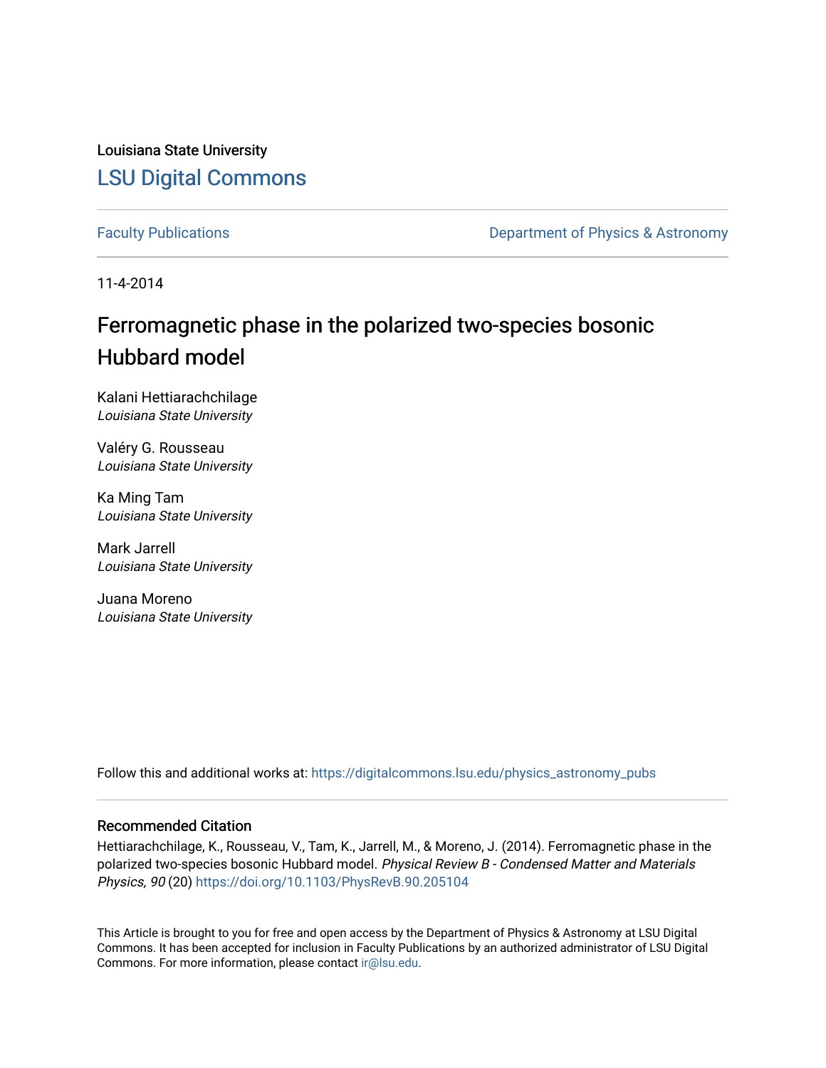Louisiana State University

# LSU Digital Commons

Faculty Publications | Department of Physics & Astronomy

11-4-2014

## Ferromagnetic phase in the polarized two-species bosonic Hubbard model

Kalani Hettiarachchilage
*Louisiana State University*

Valéry G. Rousseau
*Louisiana State University*

Ka Ming Tam
*Louisiana State University*

Mark Jarrell
*Louisiana State University*

Juana Moreno
*Louisiana State University*

Follow this and additional works at: https://digitalcommons.lsu.edu/physics_astronomy_pubs

### Recommended Citation

Hettiarachchilage, K., Rousseau, V., Tam, K., Jarrell, M., & Moreno, J. (2014). Ferromagnetic phase in the polarized two-species bosonic Hubbard model. *Physical Review B - Condensed Matter and Materials Physics, 90* (20) https://doi.org/10.1103/PhysRevB.90.205104

This Article is brought to you for free and open access by the Department of Physics & Astronomy at LSU Digital Commons. It has been accepted for inclusion in Faculty Publications by an authorized administrator of LSU Digital Commons. For more information, please contact ir@lsu.edu.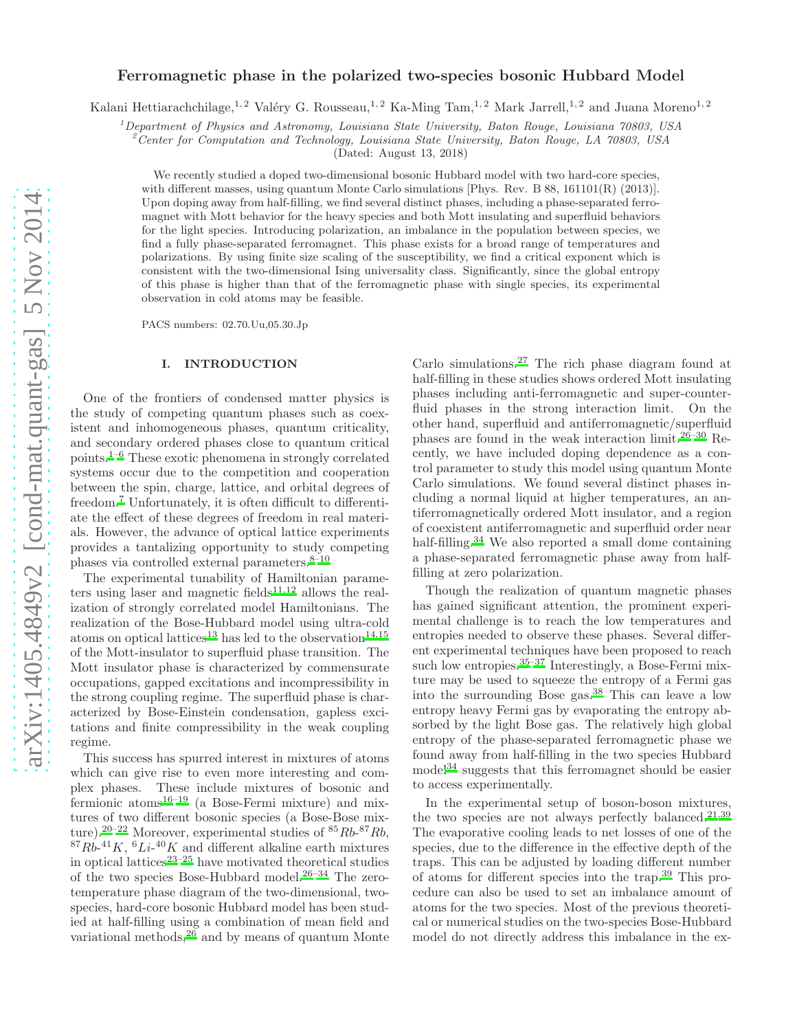# Ferromagnetic phase in the polarized two-species bosonic Hubbard Model

Kalani Hettiarachchilage,[1,2] Valéry G. Rousseau,[1,2] Ka-Ming Tam,[1,2] Mark Jarrell,[1,2] and Juana Moreno[1,2]

[1]Department of Physics and Astronomy, Louisiana State University, Baton Rouge, Louisiana 70803, USA
[2]Center for Computation and Technology, Louisiana State University, Baton Rouge, LA 70803, USA

(Dated: August 13, 2018)

We recently studied a doped two-dimensional bosonic Hubbard model with two hard-core species, with different masses, using quantum Monte Carlo simulations [Phys. Rev. B 88, 161101(R) (2013)]. Upon doping away from half-filling, we find several distinct phases, including a phase-separated ferromagnet with Mott behavior for the heavy species and both Mott insulating and superfluid behaviors for the light species. Introducing polarization, an imbalance in the population between species, we find a fully phase-separated ferromagnet. This phase exists for a broad range of temperatures and polarizations. By using finite size scaling of the susceptibility, we find a critical exponent which is consistent with the two-dimensional Ising universality class. Significantly, since the global entropy of this phase is higher than that of the ferromagnetic phase with single species, its experimental observation in cold atoms may be feasible.

PACS numbers: 02.70.Uu,05.30.Jp

## I. INTRODUCTION

One of the frontiers of condensed matter physics is the study of competing quantum phases such as coexistent and inhomogeneous phases, quantum criticality, and secondary ordered phases close to quantum critical points.[1–6] These exotic phenomena in strongly correlated systems occur due to the competition and cooperation between the spin, charge, lattice, and orbital degrees of freedom.[7] Unfortunately, it is often difficult to differentiate the effect of these degrees of freedom in real materials. However, the advance of optical lattice experiments provides a tantalizing opportunity to study competing phases via controlled external parameters.[8–10]

The experimental tunability of Hamiltonian parameters using laser and magnetic fields[11,12] allows the realization of strongly correlated model Hamiltonians. The realization of the Bose-Hubbard model using ultra-cold atoms on optical lattices[13] has led to the observation[14,15] of the Mott-insulator to superfluid phase transition. The Mott insulator phase is characterized by commensurate occupations, gapped excitations and incompressibility in the strong coupling regime. The superfluid phase is characterized by Bose-Einstein condensation, gapless excitations and finite compressibility in the weak coupling regime.

This success has spurred interest in mixtures of atoms which can give rise to even more interesting and complex phases. These include mixtures of bosonic and fermionic atoms[16–19] (a Bose-Fermi mixture) and mixtures of two different bosonic species (a Bose-Bose mixture).[20–22] Moreover, experimental studies of $^{85}Rb$-$^{87}Rb$, $^{87}Rb$-$^{41}K$, $^{6}Li$-$^{40}K$ and different alkaline earth mixtures in optical lattices[23–25] have motivated theoretical studies of the two species Bose-Hubbard model.[26–34] The zero-temperature phase diagram of the two-dimensional, two-species, hard-core bosonic Hubbard model has been studied at half-filling using a combination of mean field and variational methods,[26] and by means of quantum Monte Carlo simulations.[27] The rich phase diagram found at half-filling in these studies shows ordered Mott insulating phases including anti-ferromagnetic and super-counter-fluid phases in the strong interaction limit. On the other hand, superfluid and antiferromagnetic/superfluid phases are found in the weak interaction limit.[26–30] Recently, we have included doping dependence as a control parameter to study this model using quantum Monte Carlo simulations. We found several distinct phases including a normal liquid at higher temperatures, an antiferromagnetically ordered Mott insulator, and a region of coexistent antiferromagnetic and superfluid order near half-filling.[34] We also reported a small dome containing a phase-separated ferromagnetic phase away from half-filling at zero polarization.

Though the realization of quantum magnetic phases has gained significant attention, the prominent experimental challenge is to reach the low temperatures and entropies needed to observe these phases. Several different experimental techniques have been proposed to reach such low entropies.[35–37] Interestingly, a Bose-Fermi mixture may be used to squeeze the entropy of a Fermi gas into the surrounding Bose gas.[38] This can leave a low entropy heavy Fermi gas by evaporating the entropy absorbed by the light Bose gas. The relatively high global entropy of the phase-separated ferromagnetic phase we found away from half-filling in the two species Hubbard model[34] suggests that this ferromagnet should be easier to access experimentally.

In the experimental setup of boson-boson mixtures, the two species are not always perfectly balanced.[21,39] The evaporative cooling leads to net losses of one of the species, due to the difference in the effective depth of the traps. This can be adjusted by loading different number of atoms for different species into the trap.[39] This procedure can also be used to set an imbalance amount of atoms for the two species. Most of the previous theoretical or numerical studies on the two-species Bose-Hubbard model do not directly address this imbalance in the ex-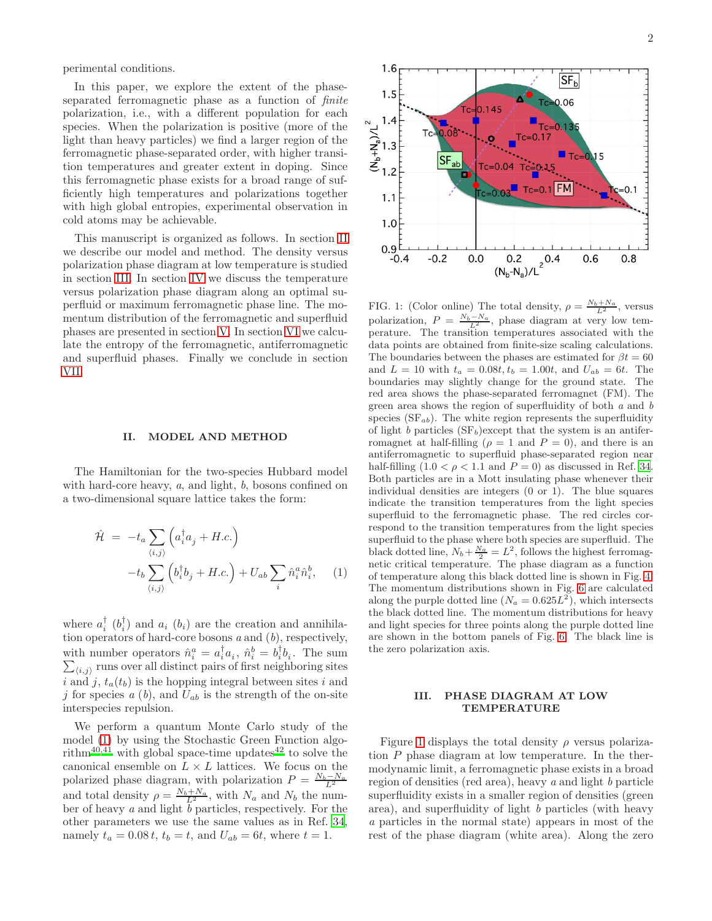perimental conditions.

In this paper, we explore the extent of the phase-separated ferromagnetic phase as a function of *finite* polarization, i.e., with a different population for each species. When the polarization is positive (more of the light than heavy particles) we find a larger region of the ferromagnetic phase-separated order, with higher transition temperatures and greater extent in doping. Since this ferromagnetic phase exists for a broad range of sufficiently high temperatures and polarizations together with high global entropies, experimental observation in cold atoms may be achievable.

This manuscript is organized as follows. In section II we describe our model and method. The density versus polarization phase diagram at low temperature is studied in section III. In section IV we discuss the temperature versus polarization phase diagram along an optimal superfluid or maximum ferromagnetic phase line. The momentum distribution of the ferromagnetic and superfluid phases are presented in section V. In section VI we calculate the entropy of the ferromagnetic, antiferromagnetic and superfluid phases. Finally we conclude in section VII.

FIG. 1: (Color online) The total density, $\rho = \frac{N_b+N_a}{L^2}$, versus polarization, $P = \frac{N_b-N_a}{L^2}$, phase diagram at very low temperature. The transition temperatures associated with the data points are obtained from finite-size scaling calculations. The boundaries between the phases are estimated for $\beta t = 60$ and $L = 10$ with $t_a = 0.08t$, $t_b = 1.00t$, and $U_{ab} = 6t$. The boundaries may slightly change for the ground state. The red area shows the phase-separated ferromagnet (FM). The green area shows the region of superfluidity of both $a$ and $b$ species ($\mathrm{SF}_{ab}$). The white region represents the superfluidity of light $b$ particles ($\mathrm{SF}_b$)except that the system is an antiferromagnet at half-filling ($\rho = 1$ and $P = 0$), and there is an antiferromagnetic to superfluid phase-separated region near half-filling ($1.0 < \rho < 1.1$ and $P = 0$) as discussed in Ref. [34]. Both particles are in a Mott insulating phase whenever their individual densities are integers (0 or 1). The blue squares indicate the transition temperatures from the light species superfluid to the ferromagnetic phase. The red circles correspond to the transition temperatures from the light species superfluid to the phase where both species are superfluid. The black dotted line, $N_b + \frac{N_a}{2} = L^2$, follows the highest ferromagnetic critical temperature. The phase diagram as a function of temperature along this black dotted line is shown in Fig. 4. The momentum distributions shown in Fig. 6 are calculated along the purple dotted line ($N_a = 0.625L^2$), which intersects the black dotted line. The momentum distributions for heavy and light species for three points along the purple dotted line are shown in the bottom panels of Fig. 6. The black line is the zero polarization axis.

## II. MODEL AND METHOD

The Hamiltonian for the two-species Hubbard model with hard-core heavy, $a$, and light, $b$, bosons confined on a two-dimensional square lattice takes the form:

$$\begin{aligned}\hat{\mathcal{H}} &= -t_a \sum_{\langle i,j \rangle} \left( a_i^\dagger a_j + H.c. \right) \\ &\quad -t_b \sum_{\langle i,j \rangle} \left( b_i^\dagger b_j + H.c. \right) + U_{ab} \sum_i \hat{n}_i^a \hat{n}_i^b, \qquad (1)\end{aligned}$$

where $a_i^\dagger$ ($b_i^\dagger$) and $a_i$ ($b_i$) are the creation and annihilation operators of hard-core bosons $a$ and ($b$), respectively, with number operators $\hat{n}_i^a = a_i^\dagger a_i$, $\hat{n}_i^b = b_i^\dagger b_i$. The sum $\sum_{\langle i,j \rangle}$ runs over all distinct pairs of first neighboring sites $i$ and $j$, $t_a(t_b)$ is the hopping integral between sites $i$ and $j$ for species $a$ ($b$), and $U_{ab}$ is the strength of the on-site interspecies repulsion.

We perform a quantum Monte Carlo study of the model (1) by using the Stochastic Green Function algorithm[40,41] with global space-time updates[42] to solve the canonical ensemble on $L \times L$ lattices. We focus on the polarized phase diagram, with polarization $P = \frac{N_b-N_a}{L^2}$ and total density $\rho = \frac{N_b+N_a}{L^2}$, with $N_a$ and $N_b$ the number of heavy $a$ and light $b$ particles, respectively. For the other parameters we use the same values as in Ref. [34], namely $t_a = 0.08\,t$, $t_b = t$, and $U_{ab} = 6t$, where $t = 1$.

## III. PHASE DIAGRAM AT LOW TEMPERATURE

Figure 1 displays the total density $\rho$ versus polarization $P$ phase diagram at low temperature. In the thermodynamic limit, a ferromagnetic phase exists in a broad region of densities (red area), heavy $a$ and light $b$ particle superfluidity exists in a smaller region of densities (green area), and superfluidity of light $b$ particles (with heavy $a$ particles in the normal state) appears in most of the rest of the phase diagram (white area). Along the zero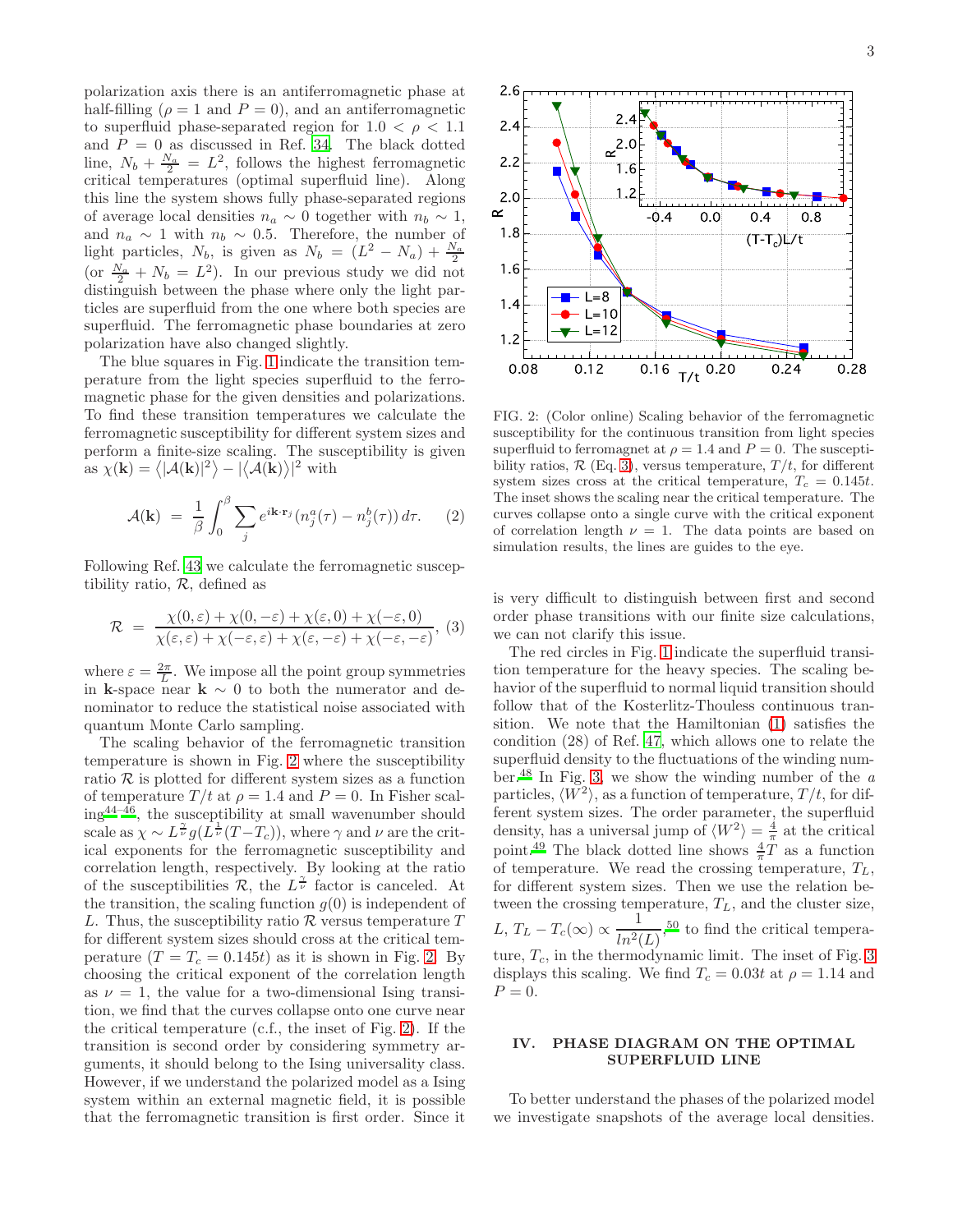polarization axis there is an antiferromagnetic phase at half-filling ($\rho = 1$ and $P = 0$), and an antiferromagnetic to superfluid phase-separated region for $1.0 < \rho < 1.1$ and $P = 0$ as discussed in Ref. 34. The black dotted line, $N_b + \frac{N_a}{2} = L^2$, follows the highest ferromagnetic critical temperatures (optimal superfluid line). Along this line the system shows fully phase-separated regions of average local densities $n_a \sim 0$ together with $n_b \sim 1$, and $n_a \sim 1$ with $n_b \sim 0.5$. Therefore, the number of light particles, $N_b$, is given as $N_b = (L^2 - N_a) + \frac{N_a}{2}$ (or $\frac{N_a}{2} + N_b = L^2$). In our previous study we did not distinguish between the phase where only the light particles are superfluid from the one where both species are superfluid. The ferromagnetic phase boundaries at zero polarization have also changed slightly.

The blue squares in Fig. 1 indicate the transition temperature from the light species superfluid to the ferromagnetic phase for the given densities and polarizations. To find these transition temperatures we calculate the ferromagnetic susceptibility for different system sizes and perform a finite-size scaling. The susceptibility is given as $\chi(\mathbf{k}) = \langle |\mathcal{A}(\mathbf{k})|^2 \rangle - |\langle \mathcal{A}(\mathbf{k}) \rangle|^2$ with

$$\mathcal{A}(\mathbf{k}) = \frac{1}{\beta} \int_0^\beta \sum_j e^{i\mathbf{k}\cdot\mathbf{r}_j} (n_j^a(\tau) - n_j^b(\tau))\, d\tau. \quad (2)$$

Following Ref. 43 we calculate the ferromagnetic susceptibility ratio, $\mathcal{R}$, defined as

$$\mathcal{R} = \frac{\chi(0,\varepsilon) + \chi(0,-\varepsilon) + \chi(\varepsilon,0) + \chi(-\varepsilon,0)}{\chi(\varepsilon,\varepsilon) + \chi(-\varepsilon,\varepsilon) + \chi(\varepsilon,-\varepsilon) + \chi(-\varepsilon,-\varepsilon)}, \quad (3)$$

where $\varepsilon = \frac{2\pi}{L}$. We impose all the point group symmetries in $\mathbf{k}$-space near $\mathbf{k} \sim 0$ to both the numerator and denominator to reduce the statistical noise associated with quantum Monte Carlo sampling.

The scaling behavior of the ferromagnetic transition temperature is shown in Fig. 2 where the susceptibility ratio $\mathcal{R}$ is plotted for different system sizes as a function of temperature $T/t$ at $\rho = 1.4$ and $P = 0$. In Fisher scaling[44–46], the susceptibility at small wavenumber should scale as $\chi \sim L^{\frac{\gamma}{\nu}} g(L^{\frac{1}{\nu}}(T - T_c))$, where $\gamma$ and $\nu$ are the critical exponents for the ferromagnetic susceptibility and correlation length, respectively. By looking at the ratio of the susceptibilities $\mathcal{R}$, the $L^{\frac{\gamma}{\nu}}$ factor is canceled. At the transition, the scaling function $g(0)$ is independent of $L$. Thus, the susceptibility ratio $\mathcal{R}$ versus temperature $T$ for different system sizes should cross at the critical temperature ($T = T_c = 0.145t$) as it is shown in Fig. 2. By choosing the critical exponent of the correlation length as $\nu = 1$, the value for a two-dimensional Ising transition, we find that the curves collapse onto one curve near the critical temperature (c.f., the inset of Fig. 2). If the transition is second order by considering symmetry arguments, it should belong to the Ising universality class. However, if we understand the polarized model as a Ising system within an external magnetic field, it is possible that the ferromagnetic transition is first order. Since it is very difficult to distinguish between first and second order phase transitions with our finite size calculations, we can not clarify this issue.

FIG. 2: (Color online) Scaling behavior of the ferromagnetic susceptibility for the continuous transition from light species superfluid to ferromagnet at $\rho = 1.4$ and $P = 0$. The susceptibility ratios, $\mathcal{R}$ (Eq. 3), versus temperature, $T/t$, for different system sizes cross at the critical temperature, $T_c = 0.145t$. The inset shows the scaling near the critical temperature. The curves collapse onto a single curve with the critical exponent of correlation length $\nu = 1$. The data points are based on simulation results, the lines are guides to the eye.

The red circles in Fig. 1 indicate the superfluid transition temperature for the heavy species. The scaling behavior of the superfluid to normal liquid transition should follow that of the Kosterlitz-Thouless continuous transition. We note that the Hamiltonian (1) satisfies the condition (28) of Ref. 47, which allows one to relate the superfluid density to the fluctuations of the winding number.[48] In Fig. 3, we show the winding number of the $a$ particles, $\langle W^2 \rangle$, as a function of temperature, $T/t$, for different system sizes. The order parameter, the superfluid density, has a universal jump of $\langle W^2 \rangle = \frac{4}{\pi}$ at the critical point.[49] The black dotted line shows $\frac{4}{\pi}T$ as a function of temperature. We read the crossing temperature, $T_L$, for different system sizes. Then we use the relation between the crossing temperature, $T_L$, and the cluster size, $L$, $T_L - T_c(\infty) \propto \dfrac{1}{ln^2(L)}$,[50] to find the critical temperature, $T_c$, in the thermodynamic limit. The inset of Fig. 3 displays this scaling. We find $T_c = 0.03t$ at $\rho = 1.14$ and $P = 0$.

## IV. PHASE DIAGRAM ON THE OPTIMAL SUPERFLUID LINE

To better understand the phases of the polarized model we investigate snapshots of the average local densities.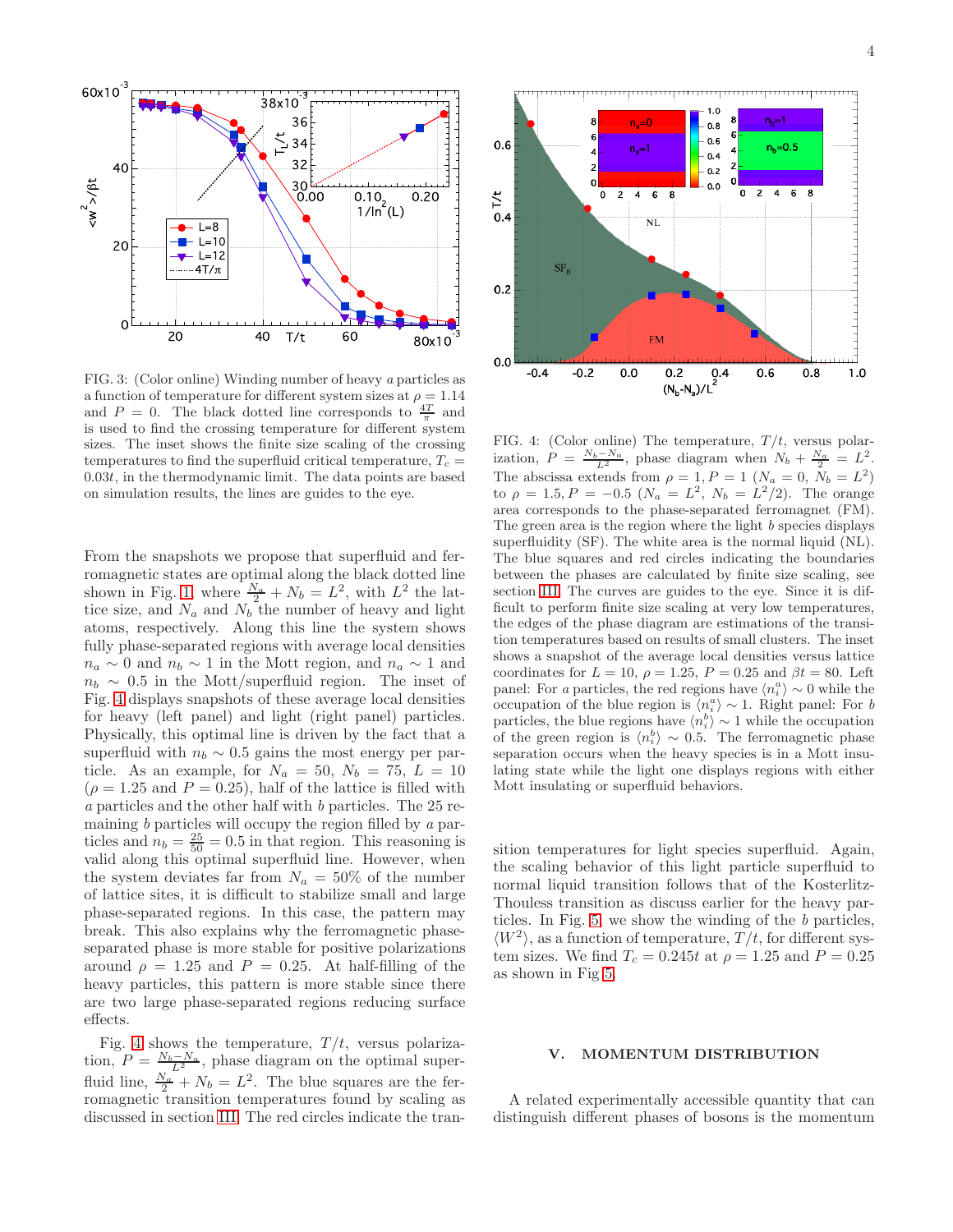FIG. 3: (Color online) Winding number of heavy $a$ particles as a function of temperature for different system sizes at $\rho = 1.14$ and $P = 0$. The black dotted line corresponds to $\frac{4T}{\pi}$ and is used to find the crossing temperature for different system sizes. The inset shows the finite size scaling of the crossing temperatures to find the superfluid critical temperature, $T_c = 0.03t$, in the thermodynamic limit. The data points are based on simulation results, the lines are guides to the eye.

From the snapshots we propose that superfluid and ferromagnetic states are optimal along the black dotted line shown in Fig. 1, where $\frac{N_a}{2} + N_b = L^2$, with $L^2$ the lattice size, and $N_a$ and $N_b$ the number of heavy and light atoms, respectively. Along this line the system shows fully phase-separated regions with average local densities $n_a \sim 0$ and $n_b \sim 1$ in the Mott region, and $n_a \sim 1$ and $n_b \sim 0.5$ in the Mott/superfluid region. The inset of Fig. 4 displays snapshots of these average local densities for heavy (left panel) and light (right panel) particles. Physically, this optimal line is driven by the fact that a superfluid with $n_b \sim 0.5$ gains the most energy per particle. As an example, for $N_a = 50$, $N_b = 75$, $L = 10$ ($\rho = 1.25$ and $P = 0.25$), half of the lattice is filled with $a$ particles and the other half with $b$ particles. The 25 remaining $b$ particles will occupy the region filled by $a$ particles and $n_b = \frac{25}{50} = 0.5$ in that region. This reasoning is valid along this optimal superfluid line. However, when the system deviates far from $N_a = 50\%$ of the number of lattice sites, it is difficult to stabilize small and large phase-separated regions. In this case, the pattern may break. This also explains why the ferromagnetic phase-separated phase is more stable for positive polarizations around $\rho = 1.25$ and $P = 0.25$. At half-filling of the heavy particles, this pattern is more stable since there are two large phase-separated regions reducing surface effects.

Fig. 4 shows the temperature, $T/t$, versus polarization, $P = \frac{N_b - N_a}{L^2}$, phase diagram on the optimal superfluid line, $\frac{N_a}{2} + N_b = L^2$. The blue squares are the ferromagnetic transition temperatures found by scaling as discussed in section III. The red circles indicate the transition temperatures for light species superfluid. Again, the scaling behavior of this light particle superfluid to normal liquid transition follows that of the Kosterlitz-Thouless transition as discuss earlier for the heavy particles. In Fig. 5, we show the winding of the $b$ particles, $\langle W^2 \rangle$, as a function of temperature, $T/t$, for different system sizes. We find $T_c = 0.245t$ at $\rho = 1.25$ and $P = 0.25$ as shown in Fig 5.

FIG. 4: (Color online) The temperature, $T/t$, versus polarization, $P = \frac{N_b - N_a}{L^2}$, phase diagram when $N_b + \frac{N_a}{2} = L^2$. The abscissa extends from $\rho = 1, P = 1$ ($N_a = 0$, $N_b = L^2$) to $\rho = 1.5, P = -0.5$ ($N_a = L^2$, $N_b = L^2/2$). The orange area corresponds to the phase-separated ferromagnet (FM). The green area is the region where the light $b$ species displays superfluidity (SF). The white area is the normal liquid (NL). The blue squares and red circles indicating the boundaries between the phases are calculated by finite size scaling, see section III. The curves are guides to the eye. Since it is difficult to perform finite size scaling at very low temperatures, the edges of the phase diagram are estimations of the transition temperatures based on results of small clusters. The inset shows a snapshot of the average local densities versus lattice coordinates for $L = 10$, $\rho = 1.25$, $P = 0.25$ and $\beta t = 80$. Left panel: For $a$ particles, the red regions have $\langle n_i^a \rangle \sim 0$ while the occupation of the blue region is $\langle n_i^a \rangle \sim 1$. Right panel: For $b$ particles, the blue regions have $\langle n_i^b \rangle \sim 1$ while the occupation of the green region is $\langle n_i^b \rangle \sim 0.5$. The ferromagnetic phase separation occurs when the heavy species is in a Mott insulating state while the light one displays regions with either Mott insulating or superfluid behaviors.

## V. MOMENTUM DISTRIBUTION

A related experimentally accessible quantity that can distinguish different phases of bosons is the momentum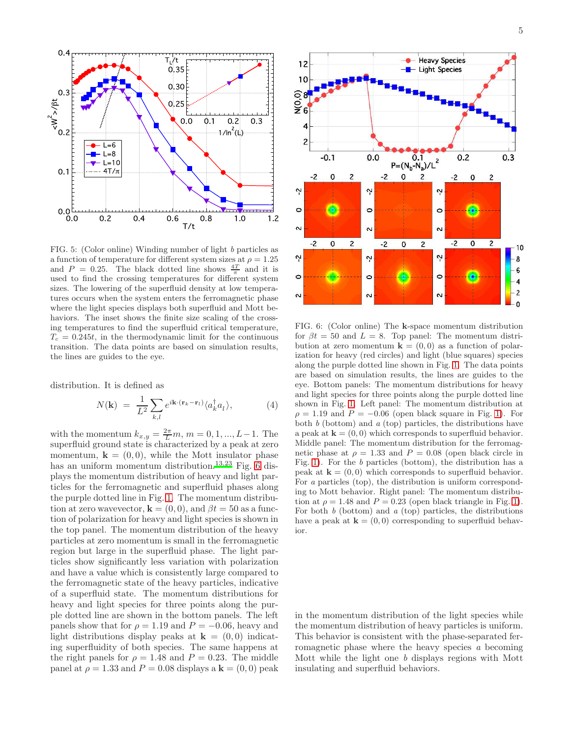FIG. 5: (Color online) Winding number of light $b$ particles as a function of temperature for different system sizes at $\rho = 1.25$ and $P = 0.25$. The black dotted line shows $\frac{4T}{\pi}$ and it is used to find the crossing temperatures for different system sizes. The lowering of the superfluid density at low temperatures occurs when the system enters the ferromagnetic phase where the light species displays both superfluid and Mott behaviors. The inset shows the finite size scaling of the crossing temperatures to find the superfluid critical temperature, $T_c = 0.245t$, in the thermodynamic limit for the continuous transition. The data points are based on simulation results, the lines are guides to the eye.

distribution. It is defined as

$$N(\mathbf{k}) = \frac{1}{L^2} \sum_{k,l} e^{i\mathbf{k}\cdot(\mathbf{r}_k - \mathbf{r}_l)} \langle a_k^\dagger a_l \rangle, \tag{4}$$

with the momentum $k_{x,y} = \frac{2\pi}{L} m$, $m = 0, 1, ..., L-1$. The superfluid ground state is characterized by a peak at zero momentum, $\mathbf{k} = (0, 0)$, while the Mott insulator phase has an uniform momentum distribution.[13,23] Fig. 6 displays the momentum distribution of heavy and light particles for the ferromagnetic and superfluid phases along the purple dotted line in Fig. 1. The momentum distribution at zero wavevector, $\mathbf{k} = (0, 0)$, and $\beta t = 50$ as a function of polarization for heavy and light species is shown in the top panel. The momentum distribution of the heavy particles at zero momentum is small in the ferromagnetic region but large in the superfluid phase. The light particles show significantly less variation with polarization and have a value which is consistently large compared to the ferromagnetic state of the heavy particles, indicative of a superfluid state. The momentum distributions for heavy and light species for three points along the purple dotted line are shown in the bottom panels. The left panels show that for $\rho = 1.19$ and $P = -0.06$, heavy and light distributions display peaks at $\mathbf{k} = (0, 0)$ indicating superfluidity of both species. The same happens at the right panels for $\rho = 1.48$ and $P = 0.23$. The middle panel at $\rho = 1.33$ and $P = 0.08$ displays a $\mathbf{k} = (0, 0)$ peak in the momentum distribution of the light species while the momentum distribution of heavy particles is uniform. This behavior is consistent with the phase-separated ferromagnetic phase where the heavy species $a$ becoming Mott while the light one $b$ displays regions with Mott insulating and superfluid behaviors.

FIG. 6: (Color online) The $\mathbf{k}$-space momentum distribution for $\beta t = 50$ and $L = 8$. Top panel: The momentum distribution at zero momentum $\mathbf{k} = (0, 0)$ as a function of polarization for heavy (red circles) and light (blue squares) species along the purple dotted line shown in Fig. 1. The data points are based on simulation results, the lines are guides to the eye. Bottom panels: The momentum distributions for heavy and light species for three points along the purple dotted line shown in Fig. 1. Left panel: The momentum distribution at $\rho = 1.19$ and $P = -0.06$ (open black square in Fig. 1). For both $b$ (bottom) and $a$ (top) particles, the distributions have a peak at $\mathbf{k} = (0, 0)$ which corresponds to superfluid behavior. Middle panel: The momentum distribution for the ferromagnetic phase at $\rho = 1.33$ and $P = 0.08$ (open black circle in Fig. 1). For the $b$ particles (bottom), the distribution has a peak at $\mathbf{k} = (0, 0)$ which corresponds to superfluid behavior. For $a$ particles (top), the distribution is uniform corresponding to Mott behavior. Right panel: The momentum distribution at $\rho = 1.48$ and $P = 0.23$ (open black triangle in Fig. 1). For both $b$ (bottom) and $a$ (top) particles, the distributions have a peak at $\mathbf{k} = (0, 0)$ corresponding to superfluid behavior.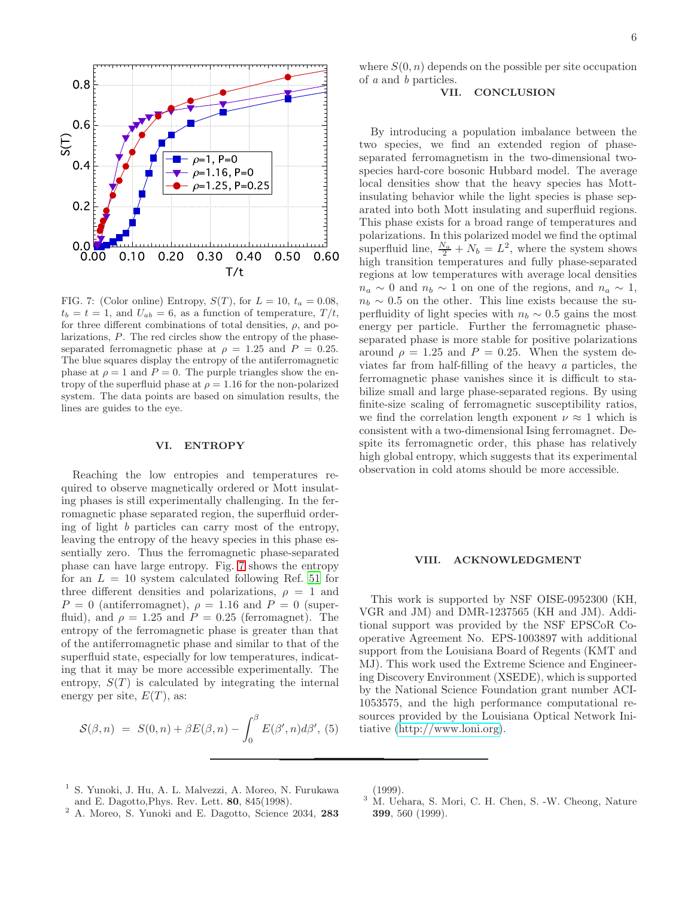FIG. 7: (Color online) Entropy, $S(T)$, for $L = 10$, $t_a = 0.08$, $t_b = t = 1$, and $U_{ab} = 6$, as a function of temperature, $T/t$, for three different combinations of total densities, $\rho$, and polarizations, $P$. The red circles show the entropy of the phase-separated ferromagnetic phase at $\rho = 1.25$ and $P = 0.25$. The blue squares display the entropy of the antiferromagnetic phase at $\rho = 1$ and $P = 0$. The purple triangles show the entropy of the superfluid phase at $\rho = 1.16$ for the non-polarized system. The data points are based on simulation results, the lines are guides to the eye.

## VI. ENTROPY

Reaching the low entropies and temperatures required to observe magnetically ordered or Mott insulating phases is still experimentally challenging. In the ferromagnetic phase separated region, the superfluid ordering of light $b$ particles can carry most of the entropy, leaving the entropy of the heavy species in this phase essentially zero. Thus the ferromagnetic phase-separated phase can have large entropy. Fig. 7 shows the entropy for an $L = 10$ system calculated following Ref. 51 for three different densities and polarizations, $\rho = 1$ and $P = 0$ (antiferromagnet), $\rho = 1.16$ and $P = 0$ (superfluid), and $\rho = 1.25$ and $P = 0.25$ (ferromagnet). The entropy of the ferromagnetic phase is greater than that of the antiferromagnetic phase and similar to that of the superfluid state, especially for low temperatures, indicating that it may be more accessible experimentally. The entropy, $S(T)$ is calculated by integrating the internal energy per site, $E(T)$, as:

$$\mathcal{S}(\beta, n) = S(0, n) + \beta E(\beta, n) - \int_0^\beta E(\beta', n) d\beta', \quad (5)$$

where $S(0, n)$ depends on the possible per site occupation of $a$ and $b$ particles.

## VII. CONCLUSION

By introducing a population imbalance between the two species, we find an extended region of phase-separated ferromagnetism in the two-dimensional two-species hard-core bosonic Hubbard model. The average local densities show that the heavy species has Mott-insulating behavior while the light species is phase separated into both Mott insulating and superfluid regions. This phase exists for a broad range of temperatures and polarizations. In this polarized model we find the optimal superfluid line, $\frac{N_a}{2} + N_b = L^2$, where the system shows high transition temperatures and fully phase-separated regions at low temperatures with average local densities $n_a \sim 0$ and $n_b \sim 1$ on one of the regions, and $n_a \sim 1$, $n_b \sim 0.5$ on the other. This line exists because the superfluidity of light species with $n_b \sim 0.5$ gains the most energy per particle. Further the ferromagnetic phase-separated phase is more stable for positive polarizations around $\rho = 1.25$ and $P = 0.25$. When the system deviates far from half-filling of the heavy $a$ particles, the ferromagnetic phase vanishes since it is difficult to stabilize small and large phase-separated regions. By using finite-size scaling of ferromagnetic susceptibility ratios, we find the correlation length exponent $\nu \approx 1$ which is consistent with a two-dimensional Ising ferromagnet. Despite its ferromagnetic order, this phase has relatively high global entropy, which suggests that its experimental observation in cold atoms should be more accessible.

## VIII. ACKNOWLEDGMENT

This work is supported by NSF OISE-0952300 (KH, VGR and JM) and DMR-1237565 (KH and JM). Additional support was provided by the NSF EPSCoR Cooperative Agreement No. EPS-1003897 with additional support from the Louisiana Board of Regents (KMT and MJ). This work used the Extreme Science and Engineering Discovery Environment (XSEDE), which is supported by the National Science Foundation grant number ACI-1053575, and the high performance computational resources provided by the Louisiana Optical Network Initiative (http://www.loni.org).

---

[1] S. Yunoki, J. Hu, A. L. Malvezzi, A. Moreo, N. Furukawa and E. Dagotto,Phys. Rev. Lett. **80**, 845(1998).

[2] A. Moreo, S. Yunoki and E. Dagotto, Science 2034, **283** (1999).

[3] M. Uehara, S. Mori, C. H. Chen, S. -W. Cheong, Nature **399**, 560 (1999).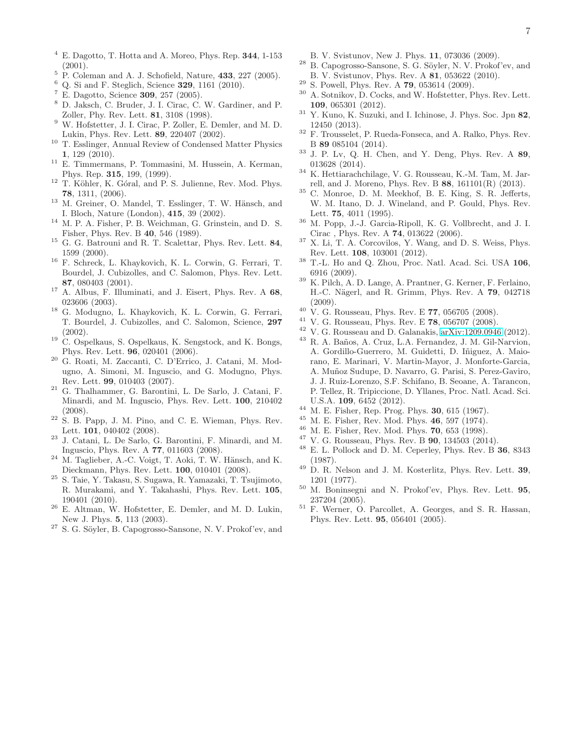[4] E. Dagotto, T. Hotta and A. Moreo, Phys. Rep. **344**, 1-153 (2001).

[5] P. Coleman and A. J. Schofield, Nature, **433**, 227 (2005).

[6] Q. Si and F. Steglich, Science **329**, 1161 (2010).

[7] E. Dagotto, Science **309**, 257 (2005).

[8] D. Jaksch, C. Bruder, J. I. Cirac, C. W. Gardiner, and P. Zoller, Phy. Rev. Lett. **81**, 3108 (1998).

[9] W. Hofstetter, J. I. Cirac, P. Zoller, E. Demler, and M. D. Lukin, Phys. Rev. Lett. **89**, 220407 (2002).

[10] T. Esslinger, Annual Review of Condensed Matter Physics **1**, 129 (2010).

[11] E. Timmermans, P. Tommasini, M. Hussein, A. Kerman, Phys. Rep. **315**, 199, (1999).

[12] T. Köhler, K. Góral, and P. S. Julienne, Rev. Mod. Phys. **78**, 1311, (2006).

[13] M. Greiner, O. Mandel, T. Esslinger, T. W. Hänsch, and I. Bloch, Nature (London), **415**, 39 (2002).

[14] M. P. A. Fisher, P. B. Weichman, G. Grinstein, and D. S. Fisher, Phys. Rev. B **40**, 546 (1989).

[15] G. G. Batrouni and R. T. Scalettar, Phys. Rev. Lett. **84**, 1599 (2000).

[16] F. Schreck, L. Khaykovich, K. L. Corwin, G. Ferrari, T. Bourdel, J. Cubizolles, and C. Salomon, Phys. Rev. Lett. **87**, 080403 (2001).

[17] A. Albus, F. Illuminati, and J. Eisert, Phys. Rev. A **68**, 023606 (2003).

[18] G. Modugno, L. Khaykovich, K. L. Corwin, G. Ferrari, T. Bourdel, J. Cubizolles, and C. Salomon, Science, **297** (2002).

[19] C. Ospelkaus, S. Ospelkaus, K. Sengstock, and K. Bongs, Phys. Rev. Lett. **96**, 020401 (2006).

[20] G. Roati, M. Zaccanti, C. D'Errico, J. Catani, M. Modugno, A. Simoni, M. Inguscio, and G. Modugno, Phys. Rev. Lett. **99**, 010403 (2007).

[21] G. Thalhammer, G. Barontini, L. De Sarlo, J. Catani, F. Minardi, and M. Inguscio, Phys. Rev. Lett. **100**, 210402 (2008).

[22] S. B. Papp, J. M. Pino, and C. E. Wieman, Phys. Rev. Lett. **101**, 040402 (2008).

[23] J. Catani, L. De Sarlo, G. Barontini, F. Minardi, and M. Inguscio, Phys. Rev. A **77**, 011603 (2008).

[24] M. Taglieber, A.-C. Voigt, T. Aoki, T. W. Hänsch, and K. Dieckmann, Phys. Rev. Lett. **100**, 010401 (2008).

[25] S. Taie, Y. Takasu, S. Sugawa, R. Yamazaki, T. Tsujimoto, R. Murakami, and Y. Takahashi, Phys. Rev. Lett. **105**, 190401 (2010).

[26] E. Altman, W. Hofstetter, E. Demler, and M. D. Lukin, New J. Phys. **5**, 113 (2003).

[27] S. G. Söyler, B. Capogrosso-Sansone, N. V. Prokof'ev, and B. V. Svistunov, New J. Phys. **11**, 073036 (2009).

[28] B. Capogrosso-Sansone, S. G. Söyler, N. V. Prokof'ev, and B. V. Svistunov, Phys. Rev. A **81**, 053622 (2010).

[29] S. Powell, Phys. Rev. A **79**, 053614 (2009).

[30] A. Sotnikov, D. Cocks, and W. Hofstetter, Phys. Rev. Lett. **109**, 065301 (2012).

[31] Y. Kuno, K. Suzuki, and I. Ichinose, J. Phys. Soc. Jpn **82**, 12450 (2013).

[32] F. Trousselet, P. Rueda-Fonseca, and A. Ralko, Phys. Rev. B **89** 085104 (2014).

[33] J. P. Lv, Q. H. Chen, and Y. Deng, Phys. Rev. A **89**, 013628 (2014).

[34] K. Hettiarachchilage, V. G. Rousseau, K.-M. Tam, M. Jarrell, and J. Moreno, Phys. Rev. B **88**, 161101(R) (2013).

[35] C. Monroe, D. M. Meekhof, B. E. King, S. R. Jefferts, W. M. Itano, D. J. Wineland, and P. Gould, Phys. Rev. Lett. **75**, 4011 (1995).

[36] M. Popp, J.-J. Garcia-Ripoll, K. G. Vollbrecht, and J. I. Cirac , Phys. Rev. A **74**, 013622 (2006).

[37] X. Li, T. A. Corcovilos, Y. Wang, and D. S. Weiss, Phys. Rev. Lett. **108**, 103001 (2012).

[38] T.-L. Ho and Q. Zhou, Proc. Natl. Acad. Sci. USA **106**, 6916 (2009).

[39] K. Pilch, A. D. Lange, A. Prantner, G. Kerner, F. Ferlaino, H.-C. Nägerl, and R. Grimm, Phys. Rev. A **79**, 042718 (2009).

[40] V. G. Rousseau, Phys. Rev. E **77**, 056705 (2008).

[41] V. G. Rousseau, Phys. Rev. E **78**, 056707 (2008).

[42] V. G. Rousseau and D. Galanakis, arXiv:1209.0946 (2012).

[43] R. A. Baños, A. Cruz, L.A. Fernandez, J. M. Gil-Narvion, A. Gordillo-Guerrero, M. Guidetti, D. Iñiguez, A. Maiorano, E. Marinari, V. Martin-Mayor, J. Monforte-Garcia, A. Muñoz Sudupe, D. Navarro, G. Parisi, S. Perez-Gaviro, J. J. Ruiz-Lorenzo, S.F. Schifano, B. Seoane, A. Tarancon, P. Tellez, R. Tripiccione, D. Yllanes, Proc. Natl. Acad. Sci. U.S.A. **109**, 6452 (2012).

[44] M. E. Fisher, Rep. Prog. Phys. **30**, 615 (1967).

[45] M. E. Fisher, Rev. Mod. Phys. **46**, 597 (1974).

[46] M. E. Fisher, Rev. Mod. Phys. **70**, 653 (1998).

[47] V. G. Rousseau, Phys. Rev. B **90**, 134503 (2014).

[48] E. L. Pollock and D. M. Ceperley, Phys. Rev. B **36**, 8343 (1987).

[49] D. R. Nelson and J. M. Kosterlitz, Phys. Rev. Lett. **39**, 1201 (1977).

[50] M. Boninsegni and N. Prokof'ev, Phys. Rev. Lett. **95**, 237204 (2005).

[51] F. Werner, O. Parcollet, A. Georges, and S. R. Hassan, Phys. Rev. Lett. **95**, 056401 (2005).